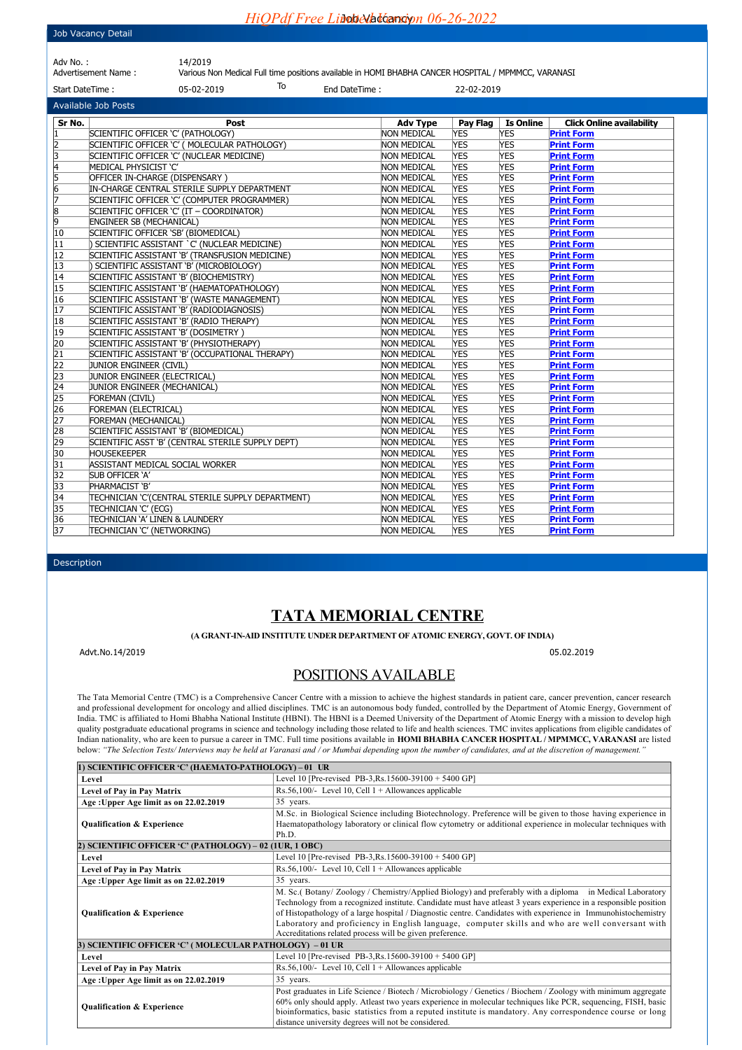## Job Vacancy Detail

| | |
|---|---|
| Adv No. : | 14/2019 |
| Advertisement Name : | Various Non Medical Full time positions available in HOMI BHABHA CANCER HOSPITAL / MPMMCC, VARANASI |
| Start DateTime : | 05-02-2019 To End DateTime : 22-02-2019 |

## Available Job Posts

| Sr No. | Post | Adv Type | Pay Flag | Is Online | Click Online availability |
|---|---|---|---|---|---|
| 1 | SCIENTIFIC OFFICER 'C' (PATHOLOGY) | NON MEDICAL | YES | YES | Print Form |
| 2 | SCIENTIFIC OFFICER 'C' ( MOLECULAR PATHOLOGY) | NON MEDICAL | YES | YES | Print Form |
| 3 | SCIENTIFIC OFFICER 'C' (NUCLEAR MEDICINE) | NON MEDICAL | YES | YES | Print Form |
| 4 | MEDICAL PHYSICIST 'C' | NON MEDICAL | YES | YES | Print Form |
| 5 | OFFICER IN-CHARGE (DISPENSARY ) | NON MEDICAL | YES | YES | Print Form |
| 6 | IN-CHARGE CENTRAL STERILE SUPPLY DEPARTMENT | NON MEDICAL | YES | YES | Print Form |
| 7 | SCIENTIFIC OFFICER 'C' (COMPUTER PROGRAMMER) | NON MEDICAL | YES | YES | Print Form |
| 8 | SCIENTIFIC OFFICER 'C' (IT – COORDINATOR) | NON MEDICAL | YES | YES | Print Form |
| 9 | ENGINEER SB (MECHANICAL) | NON MEDICAL | YES | YES | Print Form |
| 10 | SCIENTIFIC OFFICER 'SB' (BIOMEDICAL) | NON MEDICAL | YES | YES | Print Form |
| 11 | ) SCIENTIFIC ASSISTANT `C' (NUCLEAR MEDICINE) | NON MEDICAL | YES | YES | Print Form |
| 12 | SCIENTIFIC ASSISTANT 'B' (TRANSFUSION MEDICINE) | NON MEDICAL | YES | YES | Print Form |
| 13 | ) SCIENTIFIC ASSISTANT 'B' (MICROBIOLOGY) | NON MEDICAL | YES | YES | Print Form |
| 14 | SCIENTIFIC ASSISTANT 'B' (BIOCHEMISTRY) | NON MEDICAL | YES | YES | Print Form |
| 15 | SCIENTIFIC ASSISTANT 'B' (HAEMATOPATHOLOGY) | NON MEDICAL | YES | YES | Print Form |
| 16 | SCIENTIFIC ASSISTANT 'B' (WASTE MANAGEMENT) | NON MEDICAL | YES | YES | Print Form |
| 17 | SCIENTIFIC ASSISTANT 'B' (RADIODIAGNOSIS) | NON MEDICAL | YES | YES | Print Form |
| 18 | SCIENTIFIC ASSISTANT 'B' (RADIO THERAPY) | NON MEDICAL | YES | YES | Print Form |
| 19 | SCIENTIFIC ASSISTANT 'B' (DOSIMETRY ) | NON MEDICAL | YES | YES | Print Form |
| 20 | SCIENTIFIC ASSISTANT 'B' (PHYSIOTHERAPY) | NON MEDICAL | YES | YES | Print Form |
| 21 | SCIENTIFIC ASSISTANT 'B' (OCCUPATIONAL THERAPY) | NON MEDICAL | YES | YES | Print Form |
| 22 | JUNIOR ENGINEER (CIVIL) | NON MEDICAL | YES | YES | Print Form |
| 23 | JUNIOR ENGINEER (ELECTRICAL) | NON MEDICAL | YES | YES | Print Form |
| 24 | JUNIOR ENGINEER (MECHANICAL) | NON MEDICAL | YES | YES | Print Form |
| 25 | FOREMAN (CIVIL) | NON MEDICAL | YES | YES | Print Form |
| 26 | FOREMAN (ELECTRICAL) | NON MEDICAL | YES | YES | Print Form |
| 27 | FOREMAN (MECHANICAL) | NON MEDICAL | YES | YES | Print Form |
| 28 | SCIENTIFIC ASSISTANT 'B' (BIOMEDICAL) | NON MEDICAL | YES | YES | Print Form |
| 29 | SCIENTIFIC ASST 'B' (CENTRAL STERILE SUPPLY DEPT) | NON MEDICAL | YES | YES | Print Form |
| 30 | HOUSEKEEPER | NON MEDICAL | YES | YES | Print Form |
| 31 | ASSISTANT MEDICAL SOCIAL WORKER | NON MEDICAL | YES | YES | Print Form |
| 32 | SUB OFFICER 'A' | NON MEDICAL | YES | YES | Print Form |
| 33 | PHARMACIST 'B' | NON MEDICAL | YES | YES | Print Form |
| 34 | TECHNICIAN 'C'(CENTRAL STERILE SUPPLY DEPARTMENT) | NON MEDICAL | YES | YES | Print Form |
| 35 | TECHNICIAN 'C' (ECG) | NON MEDICAL | YES | YES | Print Form |
| 36 | TECHNICIAN 'A' LINEN & LAUNDERY | NON MEDICAL | YES | YES | Print Form |
| 37 | TECHNICIAN 'C' (NETWORKING) | NON MEDICAL | YES | YES | Print Form |

## Description

# TATA MEMORIAL CENTRE

**(A GRANT-IN-AID INSTITUTE UNDER DEPARTMENT OF ATOMIC ENERGY, GOVT. OF INDIA)**

Advt.No.14/2019 05.02.2019

## POSITIONS AVAILABLE

The Tata Memorial Centre (TMC) is a Comprehensive Cancer Centre with a mission to achieve the highest standards in patient care, cancer prevention, cancer research and professional development for oncology and allied disciplines. TMC is an autonomous body funded, controlled by the Department of Atomic Energy, Government of India. TMC is affiliated to Homi Bhabha National Institute (HBNI). The HBNI is a Deemed University of the Department of Atomic Energy with a mission to develop high quality postgraduate educational programs in science and technology including those related to life and health sciences. TMC invites applications from eligible candidates of Indian nationality, who are keen to pursue a career in TMC. Full time positions available in **HOMI BHABHA CANCER HOSPITAL / MPMMCC, VARANASI** are listed below: *"The Selection Tests/ Interviews may be held at Varanasi and / or Mumbai depending upon the number of candidates, and at the discretion of management."*

| **1) SCIENTIFIC OFFICER 'C' (HAEMATO-PATHOLOGY) – 01 UR** | |
|---|---|
| **Level** | Level 10 [Pre-revised PB-3,Rs.15600-39100 + 5400 GP] |
| **Level of Pay in Pay Matrix** | Rs.56,100/- Level 10, Cell 1 + Allowances applicable |
| **Age :Upper Age limit as on 22.02.2019** | 35 years. |
| **Qualification & Experience** | M.Sc. in Biological Science including Biotechnology. Preference will be given to those having experience in Haematopathology laboratory or clinical flow cytometry or additional experience in molecular techniques with Ph.D. |
| **2) SCIENTIFIC OFFICER 'C' (PATHOLOGY) – 02 (1UR, 1 OBC)** | |
| **Level** | Level 10 [Pre-revised PB-3,Rs.15600-39100 + 5400 GP] |
| **Level of Pay in Pay Matrix** | Rs.56,100/- Level 10, Cell 1 + Allowances applicable |
| **Age :Upper Age limit as on 22.02.2019** | 35 years. |
| **Qualification & Experience** | M. Sc.( Botany/ Zoology / Chemistry/Applied Biology) and preferably with a diploma in Medical Laboratory Technology from a recognized institute. Candidate must have atleast 3 years experience in a responsible position of Histopathology of a large hospital / Diagnostic centre. Candidates with experience in Immunohistochemistry Laboratory and proficiency in English language, computer skills and who are well conversant with Accreditations related process will be given preference. |
| **3) SCIENTIFIC OFFICER 'C' ( MOLECULAR PATHOLOGY) – 01 UR** | |
| **Level** | Level 10 [Pre-revised PB-3,Rs.15600-39100 + 5400 GP] |
| **Level of Pay in Pay Matrix** | Rs.56,100/- Level 10, Cell 1 + Allowances applicable |
| **Age :Upper Age limit as on 22.02.2019** | 35 years. |
| **Qualification & Experience** | Post graduates in Life Science / Biotech / Microbiology / Genetics / Biochem / Zoology with minimum aggregate 60% only should apply. Atleast two years experience in molecular techniques like PCR, sequencing, FISH, basic bioinformatics, basic statistics from a reputed institute is mandatory. Any correspondence course or long distance university degrees will not be considered. |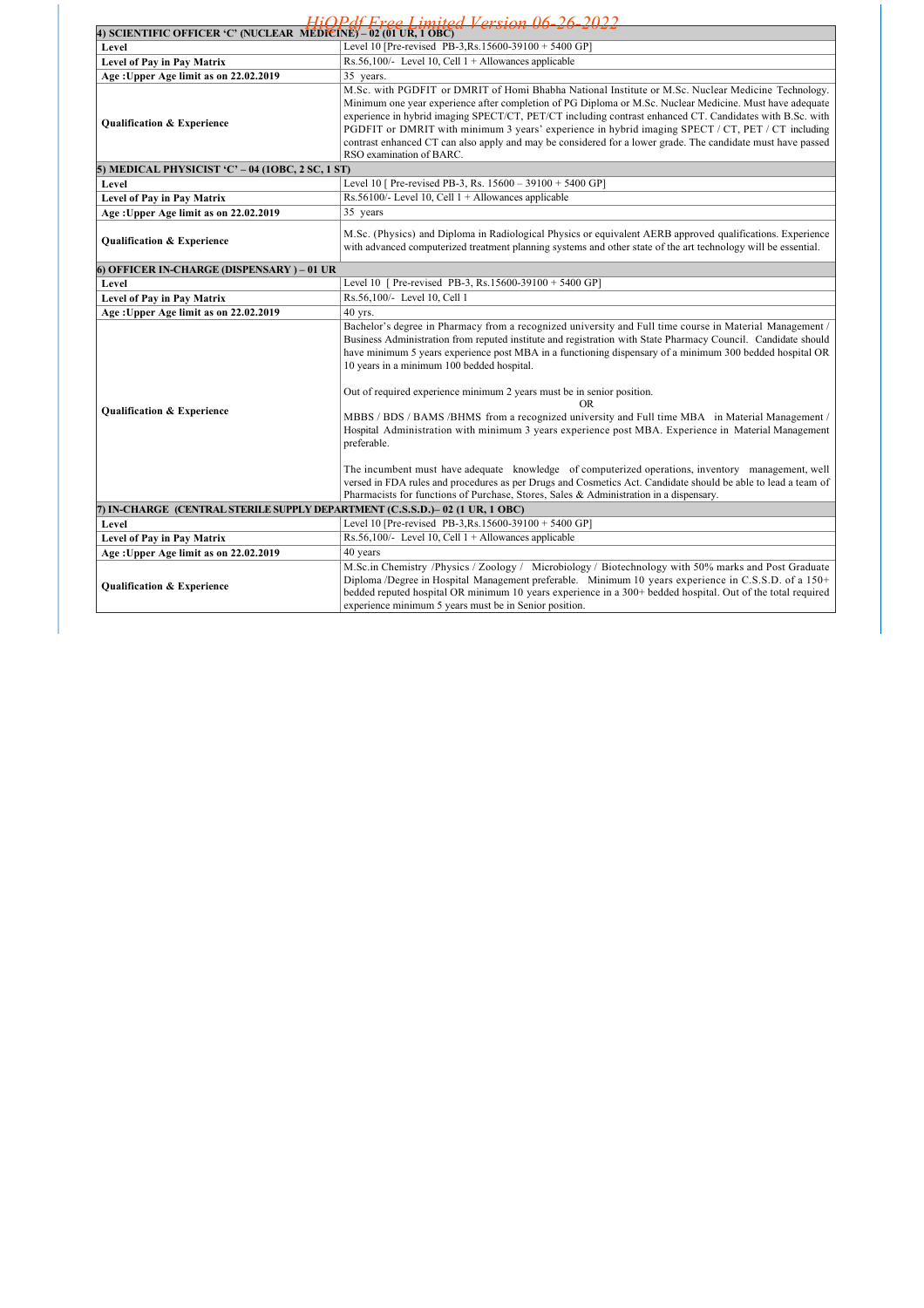| 4) SCIENTIFIC OFFICER 'C' (NUCLEAR MEDICINE) – 02 (01 UR, 1 OBC) | |
|---|---|
| **Level** | Level 10 [Pre-revised PB-3,Rs.15600-39100 + 5400 GP] |
| **Level of Pay in Pay Matrix** | Rs.56,100/- Level 10, Cell 1 + Allowances applicable |
| **Age :Upper Age limit as on 22.02.2019** | 35 years. |
| **Qualification & Experience** | M.Sc. with PGDFIT or DMRIT of Homi Bhabha National Institute or M.Sc. Nuclear Medicine Technology. Minimum one year experience after completion of PG Diploma or M.Sc. Nuclear Medicine. Must have adequate experience in hybrid imaging SPECT/CT, PET/CT including contrast enhanced CT. Candidates with B.Sc. with PGDFIT or DMRIT with minimum 3 years' experience in hybrid imaging SPECT / CT, PET / CT including contrast enhanced CT can also apply and may be considered for a lower grade. The candidate must have passed RSO examination of BARC. |

| 5) MEDICAL PHYSICIST 'C' – 04 (1OBC, 2 SC, 1 ST) | |
|---|---|
| **Level** | Level 10 [ Pre-revised PB-3, Rs. 15600 – 39100 + 5400 GP] |
| **Level of Pay in Pay Matrix** | Rs.56100/- Level 10, Cell 1 + Allowances applicable |
| **Age :Upper Age limit as on 22.02.2019** | 35 years |
| **Qualification & Experience** | M.Sc. (Physics) and Diploma in Radiological Physics or equivalent AERB approved qualifications. Experience with advanced computerized treatment planning systems and other state of the art technology will be essential. |

| 6) OFFICER IN-CHARGE (DISPENSARY ) – 01 UR | |
|---|---|
| **Level** | Level 10 [ Pre-revised PB-3, Rs.15600-39100 + 5400 GP] |
| **Level of Pay in Pay Matrix** | Rs.56,100/- Level 10, Cell 1 |
| **Age :Upper Age limit as on 22.02.2019** | 40 yrs. |
| **Qualification & Experience** | Bachelor's degree in Pharmacy from a recognized university and Full time course in Material Management / Business Administration from reputed institute and registration with State Pharmacy Council. Candidate should have minimum 5 years experience post MBA in a functioning dispensary of a minimum 300 bedded hospital OR 10 years in a minimum 100 bedded hospital.<br><br>Out of required experience minimum 2 years must be in senior position.<br>OR<br>MBBS / BDS / BAMS /BHMS from a recognized university and Full time MBA in Material Management / Hospital Administration with minimum 3 years experience post MBA. Experience in Material Management preferable.<br><br>The incumbent must have adequate knowledge of computerized operations, inventory management, well versed in FDA rules and procedures as per Drugs and Cosmetics Act. Candidate should be able to lead a team of Pharmacists for functions of Purchase, Stores, Sales & Administration in a dispensary. |

| 7) IN-CHARGE (CENTRAL STERILE SUPPLY DEPARTMENT (C.S.S.D.)– 02 (1 UR, 1 OBC) | |
|---|---|
| **Level** | Level 10 [Pre-revised PB-3,Rs.15600-39100 + 5400 GP] |
| **Level of Pay in Pay Matrix** | Rs.56,100/- Level 10, Cell 1 + Allowances applicable |
| **Age :Upper Age limit as on 22.02.2019** | 40 years |
| **Qualification & Experience** | M.Sc.in Chemistry /Physics / Zoology / Microbiology / Biotechnology with 50% marks and Post Graduate Diploma /Degree in Hospital Management preferable. Minimum 10 years experience in C.S.S.D. of a 150+ bedded reputed hospital OR minimum 10 years experience in a 300+ bedded hospital. Out of the total required experience minimum 5 years must be in Senior position. |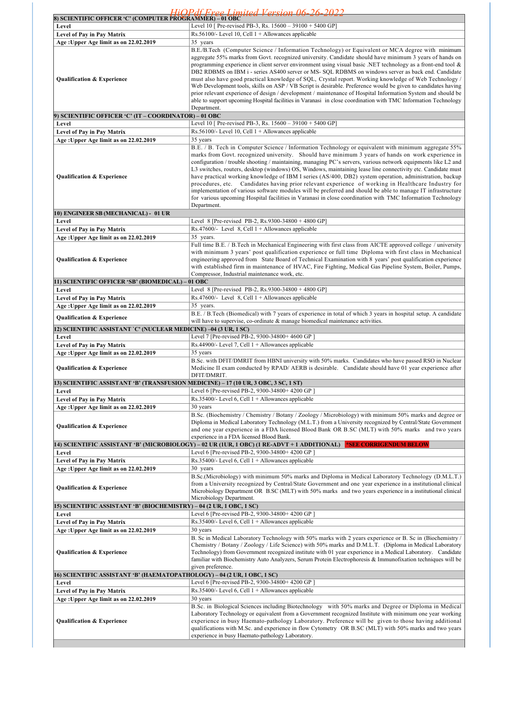| 8) SCIENTIFIC OFFICER 'C' (COMPUTER PROGRAMMER) – 01 OBC | |
|---|---|
| Level | Level 10 [ Pre-revised PB-3, Rs. 15600 – 39100 + 5400 GP] |
| Level of Pay in Pay Matrix | Rs.56100/- Level 10, Cell 1 + Allowances applicable |
| Age :Upper Age limit as on 22.02.2019 | 35 years |
| Qualification & Experience | B.E./B.Tech (Computer Science / Information Technology) or Equivalent or MCA degree with minimum aggregate 55% marks from Govt. recognized university. Candidate should have minimum 3 years of hands on programming experience in client server environment using visual basic .NET technology as a front-end tool & DB2 RDBMS on IBM i - series AS400 server or MS- SQL RDBMS on windows server as back end. Candidate must also have good practical knowledge of SQL, Crystal report. Working knowledge of Web Technology / Web Development tools, skills on ASP / VB Script is desirable. Preference would be given to candidates having prior relevant experience of design / development / maintenance of Hospital Information System and should be able to support upcoming Hospital facilities in Varanasi in close coordination with TMC Information Technology Department. |
| **9) SCIENTIFIC OFFICER 'C' (IT – COORDINATOR) – 01 OBC** | |
| Level | Level 10 [ Pre-revised PB-3, Rs. 15600 – 39100 + 5400 GP] |
| Level of Pay in Pay Matrix | Rs.56100/- Level 10, Cell 1 + Allowances applicable |
| Age :Upper Age limit as on 22.02.2019 | 35 years |
| Qualification & Experience | B.E. / B. Tech in Computer Science / Information Technology or equivalent with minimum aggregate 55% marks from Govt. recognized university. Should have minimum 3 years of hands on work experience in configuration / trouble shooting / maintaining, managing PC's servers, various network equipments like L2 and L3 switches, routers, desktop (windows) OS, Windows, maintaining lease line connectivity etc. Candidate must have practical working knowledge of IBM I series (AS/400, DB2) system operation, administration, backup procedures, etc. Candidates having prior relevant experience of working in Healthcare Industry for implementation of various software modules will be preferred and should be able to manage IT infrastructure for various upcoming Hospital facilities in Varanasi in close coordination with TMC Information Technology Department. |
| **10) ENGINEER SB (MECHANICAL) - 01 UR** | |
| Level | Level 8 [Pre-revised PB-2, Rs.9300-34800 + 4800 GP] |
| Level of Pay in Pay Matrix | Rs.47600/- Level 8, Cell 1 + Allowances applicable |
| Age :Upper Age limit as on 22.02.2019 | 35 years. |
| Qualification & Experience | Full time B.E. / B.Tech in Mechanical Engineering with first class from AICTE approved college / university with minimum 3 years' post qualification experience or full time Diploma with first class in Mechanical engineering approved from State Board of Technical Examination with 8 years' post qualification experience with established firm in maintenance of HVAC, Fire Fighting, Medical Gas Pipeline System, Boiler, Pumps, Compressor, Industrial maintenance work, etc. |
| **11) SCIENTIFIC OFFICER 'SB' (BIOMEDICAL) – 01 OBC** | |
| Level | Level 8 [Pre-revised PB-2, Rs.9300-34800 + 4800 GP] |
| Level of Pay in Pay Matrix | Rs.47600/- Level 8, Cell 1 + Allowances applicable |
| Age :Upper Age limit as on 22.02.2019 | 35 years. |
| Qualification & Experience | B.E. / B.Tech (Biomedical) with 7 years of experience in total of which 3 years in hospital setup. A candidate will have to supervise, co-ordinate & manage biomedical maintenance activities. |
| **12) SCIENTIFIC ASSISTANT `C' (NUCLEAR MEDICINE) –04 (3 UR, 1 SC)** | |
| Level | Level 7 [Pre-revised PB-2, 9300-34800+ 4600 GP ] |
| Level of Pay in Pay Matrix | Rs.44900/- Level 7, Cell 1 + Allowances applicable |
| Age :Upper Age limit as on 22.02.2019 | 35 years |
| Qualification & Experience | B.Sc. with DFIT/DMRIT from HBNI university with 50% marks. Candidates who have passed RSO in Nuclear Medicine II exam conducted by RPAD/ AERB is desirable. Candidate should have 01 year experience after DFIT/DMRIT. |
| **13) SCIENTIFIC ASSISTANT 'B' (TRANSFUSION MEDICINE) – 17 (10 UR, 3 OBC, 3 SC, 1 ST)** | |
| Level | Level 6 [Pre-revised PB-2, 9300-34800+ 4200 GP ] |
| Level of Pay in Pay Matrix | Rs.35400/- Level 6, Cell 1 + Allowances applicable |
| Age :Upper Age limit as on 22.02.2019 | 30 years |
| Qualification & Experience | B.Sc. (Biochemistry / Chemistry / Botany / Zoology / Microbiology) with minimum 50% marks and degree or Diploma in Medical Laboratory Technology (M.L.T.) from a University recognized by Central/State Government and one year experience in a FDA licensed Blood Bank OR B.SC (MLT) with 50% marks and two years experience in a FDA licensed Blood Bank. |
| **14) SCIENTIFIC ASSISTANT 'B' (MICROBIOLOGY) – 02 UR (1UR, 1 OBC) (1 RE-ADVT + 1 ADDITIONAL)** *SEE CORRIGENDUM BELOW | |
| Level | Level 6 [Pre-revised PB-2, 9300-34800+ 4200 GP ] |
| Level of Pay in Pay Matrix | Rs.35400/- Level 6, Cell 1 + Allowances applicable |
| Age :Upper Age limit as on 22.02.2019 | 30 years |
| Qualification & Experience | B.Sc.(Microbiology) with minimum 50% marks and Diploma in Medical Laboratory Technology (D.M.L.T.) from a University recognized by Central/State Government and one year experience in a institutional clinical Microbiology Department OR B.SC (MLT) with 50% marks and two years experience in a institutional clinical Microbiology Department. |
| **15) SCIENTIFIC ASSISTANT 'B' (BIOCHEMISTRY) – 04 (2 UR, 1 OBC, 1 SC)** | |
| Level | Level 6 [Pre-revised PB-2, 9300-34800+ 4200 GP ] |
| Level of Pay in Pay Matrix | Rs.35400/- Level 6, Cell 1 + Allowances applicable |
| Age :Upper Age limit as on 22.02.2019 | 30 years |
| Qualification & Experience | B. Sc in Medical Laboratory Technology with 50% marks with 2 years experience or B. Sc in (Biochemistry / Chemistry / Botany / Zoology / Life Science) with 50% marks and D.M.L.T. (Diploma in Medical Laboratory Technology) from Government recognized institute with 01 year experience in a Medical Laboratory. Candidate familiar with Biochemistry Auto Analyzers, Serum Protein Electrophoresis & Immunofixation techniques will be given preference. |
| **16) SCIENTIFIC ASSISTANT 'B' (HAEMATOPATHOLOGY) – 04 (2 UR, 1 OBC, 1 SC)** | |
| Level | Level 6 [Pre-revised PB-2, 9300-34800+ 4200 GP ] |
| Level of Pay in Pay Matrix | Rs.35400/- Level 6, Cell 1 + Allowances applicable |
| Age :Upper Age limit as on 22.02.2019 | 30 years |
| Qualification & Experience | B.Sc. in Biological Sciences including Biotechnology with 50% marks and Degree or Diploma in Medical Laboratory Technology or equivalent from a Government recognized Institute with minimum one year working experience in busy Haemato-pathology Laboratory. Preference will be given to those having additional qualifications with M.Sc. and experience in flow Cytometry OR B.SC (MLT) with 50% marks and two years experience in busy Haemato-pathology Laboratory. |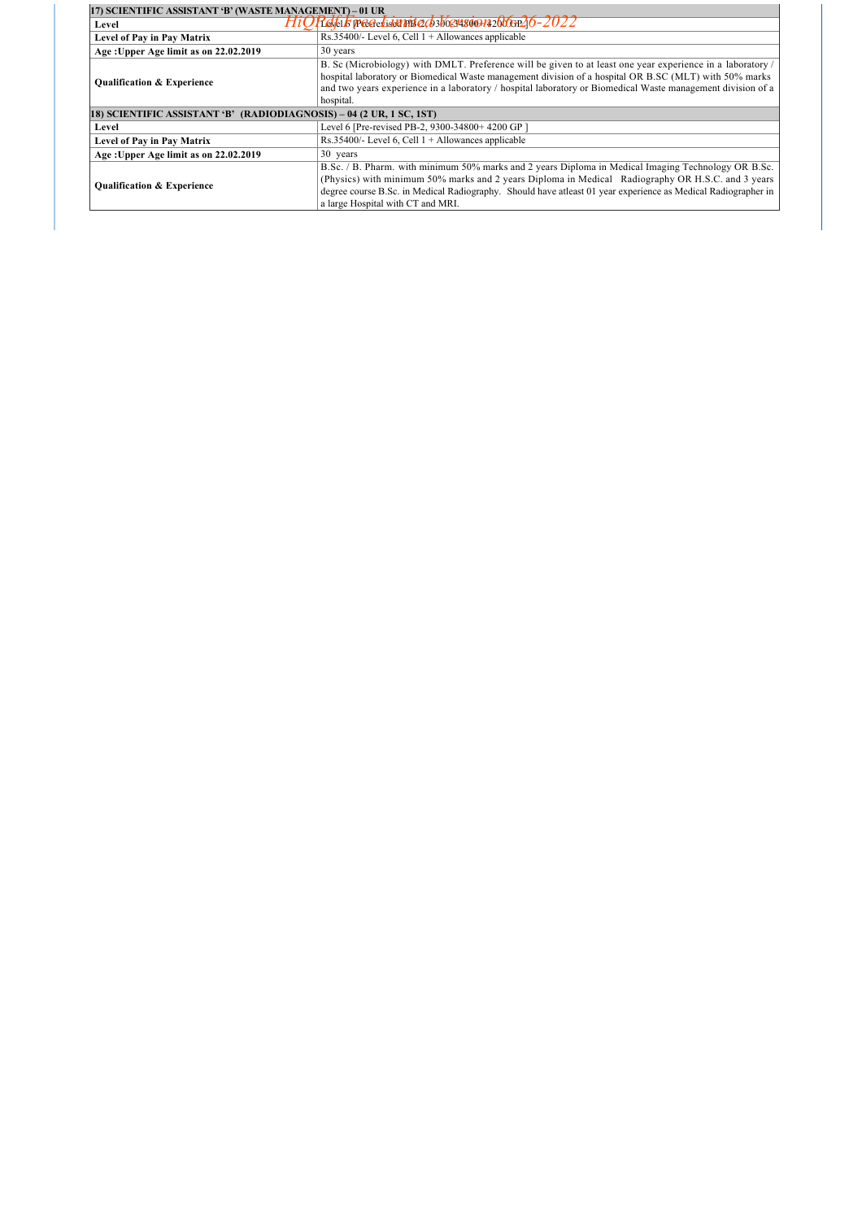| 17) SCIENTIFIC ASSISTANT 'B' (WASTE MANAGEMENT) – 01 UR | |
|---|---|
| **Level** | Level 6 [Pre-revised PB-2, 9300-34800+ 4200 GP ] |
| **Level of Pay in Pay Matrix** | Rs.35400/- Level 6, Cell 1 + Allowances applicable |
| **Age :Upper Age limit as on 22.02.2019** | 30 years |
| **Qualification & Experience** | B. Sc (Microbiology) with DMLT. Preference will be given to at least one year experience in a laboratory / hospital laboratory or Biomedical Waste management division of a hospital OR B.SC (MLT) with 50% marks and two years experience in a laboratory / hospital laboratory or Biomedical Waste management division of a hospital. |
| **18) SCIENTIFIC ASSISTANT 'B' (RADIODIAGNOSIS) – 04 (2 UR, 1 SC, 1ST)** | |
| **Level** | Level 6 [Pre-revised PB-2, 9300-34800+ 4200 GP ] |
| **Level of Pay in Pay Matrix** | Rs.35400/- Level 6, Cell 1 + Allowances applicable |
| **Age :Upper Age limit as on 22.02.2019** | 30 years |
| **Qualification & Experience** | B.Sc. / B. Pharm. with minimum 50% marks and 2 years Diploma in Medical Imaging Technology OR B.Sc. (Physics) with minimum 50% marks and 2 years Diploma in Medical Radiography OR H.S.C. and 3 years degree course B.Sc. in Medical Radiography. Should have atleast 01 year experience as Medical Radiographer in a large Hospital with CT and MRI. |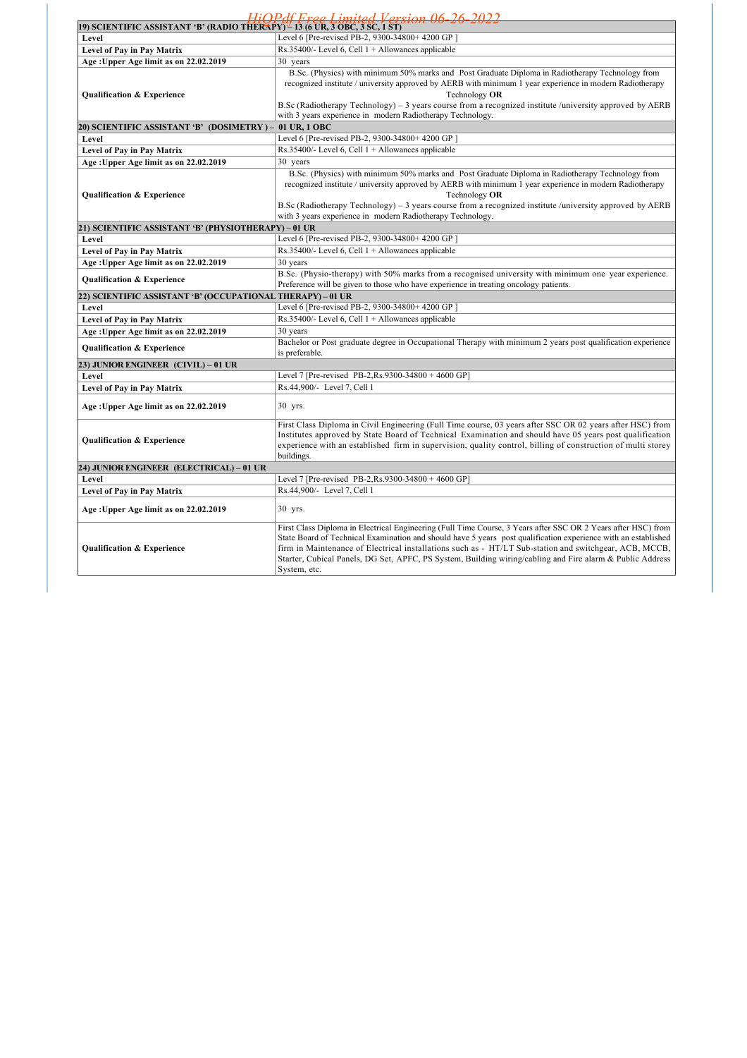| 19) SCIENTIFIC ASSISTANT 'B' (RADIO THERAPY) – 13 (6 UR, 3 OBC, 3 SC, 1 ST) | |
|---|---|
| Level | Level 6 [Pre-revised PB-2, 9300-34800+ 4200 GP ] |
| Level of Pay in Pay Matrix | Rs.35400/- Level 6, Cell 1 + Allowances applicable |
| Age :Upper Age limit as on 22.02.2019 | 30 years |
| Qualification & Experience | B.Sc. (Physics) with minimum 50% marks and Post Graduate Diploma in Radiotherapy Technology from recognized institute / university approved by AERB with minimum 1 year experience in modern Radiotherapy Technology **OR**<br>B.Sc (Radiotherapy Technology) – 3 years course from a recognized institute /university approved by AERB with 3 years experience in modern Radiotherapy Technology. |
| **20) SCIENTIFIC ASSISTANT 'B' (DOSIMETRY ) – 01 UR, 1 OBC** | |
| Level | Level 6 [Pre-revised PB-2, 9300-34800+ 4200 GP ] |
| Level of Pay in Pay Matrix | Rs.35400/- Level 6, Cell 1 + Allowances applicable |
| Age :Upper Age limit as on 22.02.2019 | 30 years |
| Qualification & Experience | B.Sc. (Physics) with minimum 50% marks and Post Graduate Diploma in Radiotherapy Technology from recognized institute / university approved by AERB with minimum 1 year experience in modern Radiotherapy Technology **OR**<br>B.Sc (Radiotherapy Technology) – 3 years course from a recognized institute /university approved by AERB with 3 years experience in modern Radiotherapy Technology. |
| **21) SCIENTIFIC ASSISTANT 'B' (PHYSIOTHERAPY) – 01 UR** | |
| Level | Level 6 [Pre-revised PB-2, 9300-34800+ 4200 GP ] |
| Level of Pay in Pay Matrix | Rs.35400/- Level 6, Cell 1 + Allowances applicable |
| Age :Upper Age limit as on 22.02.2019 | 30 years |
| Qualification & Experience | B.Sc. (Physio-therapy) with 50% marks from a recognised university with minimum one year experience. Preference will be given to those who have experience in treating oncology patients. |
| **22) SCIENTIFIC ASSISTANT 'B' (OCCUPATIONAL THERAPY) – 01 UR** | |
| Level | Level 6 [Pre-revised PB-2, 9300-34800+ 4200 GP ] |
| Level of Pay in Pay Matrix | Rs.35400/- Level 6, Cell 1 + Allowances applicable |
| Age :Upper Age limit as on 22.02.2019 | 30 years |
| Qualification & Experience | Bachelor or Post graduate degree in Occupational Therapy with minimum 2 years post qualification experience is preferable. |
| **23) JUNIOR ENGINEER (CIVIL) – 01 UR** | |
| Level | Level 7 [Pre-revised PB-2,Rs.9300-34800 + 4600 GP] |
| Level of Pay in Pay Matrix | Rs.44,900/- Level 7, Cell 1 |
| Age :Upper Age limit as on 22.02.2019 | 30 yrs. |
| Qualification & Experience | First Class Diploma in Civil Engineering (Full Time course, 03 years after SSC OR 02 years after HSC) from Institutes approved by State Board of Technical Examination and should have 05 years post qualification experience with an established firm in supervision, quality control, billing of construction of multi storey buildings. |
| **24) JUNIOR ENGINEER (ELECTRICAL) – 01 UR** | |
| Level | Level 7 [Pre-revised PB-2,Rs.9300-34800 + 4600 GP] |
| Level of Pay in Pay Matrix | Rs.44,900/- Level 7, Cell 1 |
| Age :Upper Age limit as on 22.02.2019 | 30 yrs. |
| Qualification & Experience | First Class Diploma in Electrical Engineering (Full Time Course, 3 Years after SSC OR 2 Years after HSC) from State Board of Technical Examination and should have 5 years post qualification experience with an established firm in Maintenance of Electrical installations such as - HT/LT Sub-station and switchgear, ACB, MCCB, Starter, Cubical Panels, DG Set, APFC, PS System, Building wiring/cabling and Fire alarm & Public Address System, etc. |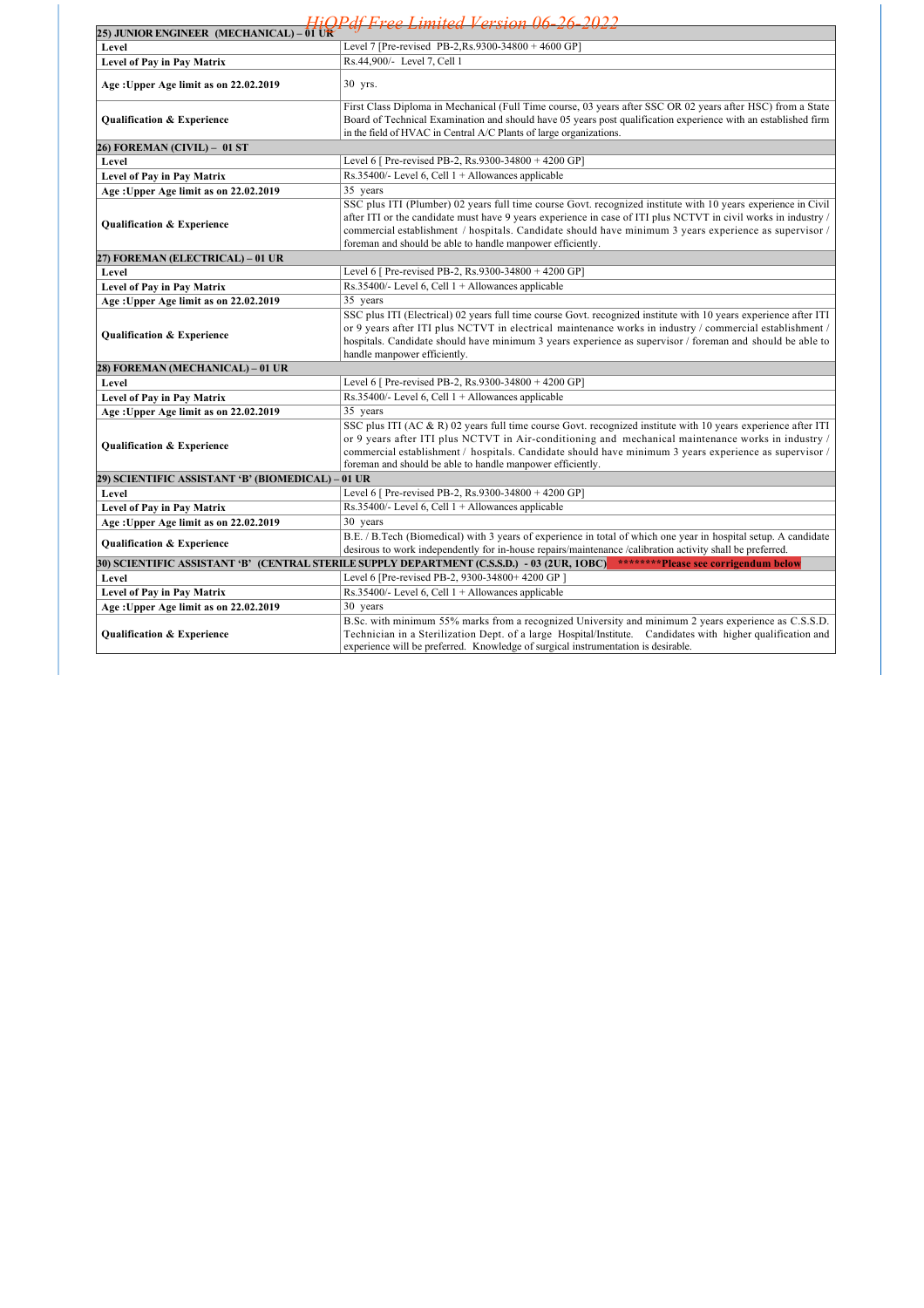| 25) JUNIOR ENGINEER (MECHANICAL) – 01 UR | |
|---|---|
| **Level** | Level 7 [Pre-revised PB-2,Rs.9300-34800 + 4600 GP] |
| **Level of Pay in Pay Matrix** | Rs.44,900/- Level 7, Cell 1 |
| **Age :Upper Age limit as on 22.02.2019** | 30 yrs. |
| **Qualification & Experience** | First Class Diploma in Mechanical (Full Time course, 03 years after SSC OR 02 years after HSC) from a State Board of Technical Examination and should have 05 years post qualification experience with an established firm in the field of HVAC in Central A/C Plants of large organizations. |
| **26) FOREMAN (CIVIL) – 01 ST** | |
| **Level** | Level 6 [ Pre-revised PB-2, Rs.9300-34800 + 4200 GP] |
| **Level of Pay in Pay Matrix** | Rs.35400/- Level 6, Cell 1 + Allowances applicable |
| **Age :Upper Age limit as on 22.02.2019** | 35 years |
| **Qualification & Experience** | SSC plus ITI (Plumber) 02 years full time course Govt. recognized institute with 10 years experience in Civil after ITI or the candidate must have 9 years experience in case of ITI plus NCTVT in civil works in industry / commercial establishment / hospitals. Candidate should have minimum 3 years experience as supervisor / foreman and should be able to handle manpower efficiently. |
| **27) FOREMAN (ELECTRICAL) – 01 UR** | |
| **Level** | Level 6 [ Pre-revised PB-2, Rs.9300-34800 + 4200 GP] |
| **Level of Pay in Pay Matrix** | Rs.35400/- Level 6, Cell 1 + Allowances applicable |
| **Age :Upper Age limit as on 22.02.2019** | 35 years |
| **Qualification & Experience** | SSC plus ITI (Electrical) 02 years full time course Govt. recognized institute with 10 years experience after ITI or 9 years after ITI plus NCTVT in electrical maintenance works in industry / commercial establishment / hospitals. Candidate should have minimum 3 years experience as supervisor / foreman and should be able to handle manpower efficiently. |
| **28) FOREMAN (MECHANICAL) – 01 UR** | |
| **Level** | Level 6 [ Pre-revised PB-2, Rs.9300-34800 + 4200 GP] |
| **Level of Pay in Pay Matrix** | Rs.35400/- Level 6, Cell 1 + Allowances applicable |
| **Age :Upper Age limit as on 22.02.2019** | 35 years |
| **Qualification & Experience** | SSC plus ITI (AC & R) 02 years full time course Govt. recognized institute with 10 years experience after ITI or 9 years after ITI plus NCTVT in Air-conditioning and mechanical maintenance works in industry / commercial establishment / hospitals. Candidate should have minimum 3 years experience as supervisor / foreman and should be able to handle manpower efficiently. |
| **29) SCIENTIFIC ASSISTANT 'B' (BIOMEDICAL) – 01 UR** | |
| **Level** | Level 6 [ Pre-revised PB-2, Rs.9300-34800 + 4200 GP] |
| **Level of Pay in Pay Matrix** | Rs.35400/- Level 6, Cell 1 + Allowances applicable |
| **Age :Upper Age limit as on 22.02.2019** | 30 years |
| **Qualification & Experience** | B.E. / B.Tech (Biomedical) with 3 years of experience in total of which one year in hospital setup. A candidate desirous to work independently for in-house repairs/maintenance /calibration activity shall be preferred. |
| **30) SCIENTIFIC ASSISTANT 'B' (CENTRAL STERILE SUPPLY DEPARTMENT (C.S.S.D.) - 03 (2UR, 1OBC)** ********Please see corrigendum below | |
| **Level** | Level 6 [Pre-revised PB-2, 9300-34800+ 4200 GP ] |
| **Level of Pay in Pay Matrix** | Rs.35400/- Level 6, Cell 1 + Allowances applicable |
| **Age :Upper Age limit as on 22.02.2019** | 30 years |
| **Qualification & Experience** | B.Sc. with minimum 55% marks from a recognized University and minimum 2 years experience as C.S.S.D. Technician in a Sterilization Dept. of a large Hospital/Institute. Candidates with higher qualification and experience will be preferred. Knowledge of surgical instrumentation is desirable. |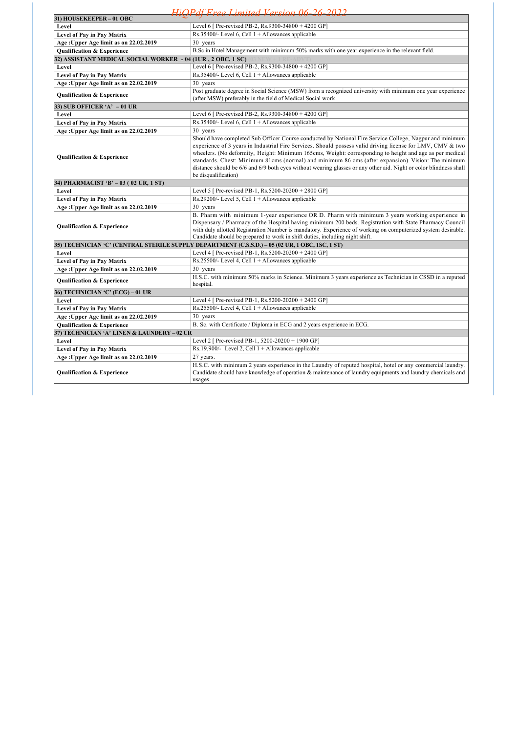| 31) HOUSEKEEPER – 01 OBC | |
|---|---|
| **Level** | Level 6 [ Pre-revised PB-2, Rs.9300-34800 + 4200 GP] |
| **Level of Pay in Pay Matrix** | Rs.35400/- Level 6, Cell 1 + Allowances applicable |
| **Age :Upper Age limit as on 22.02.2019** | 30 years |
| **Qualification & Experience** | B.Sc in Hotel Management with minimum 50% marks with one year experience in the relevant field. |
| **32) ASSISTANT MEDICAL SOCIAL WORKER - 04 (1UR , 2 OBC, 1 SC)** (03 NEW + 1 RE-ADVT) | |
| **Level** | Level 6 [ Pre-revised PB-2, Rs.9300-34800 + 4200 GP] |
| **Level of Pay in Pay Matrix** | Rs.35400/- Level 6, Cell 1 + Allowances applicable |
| **Age :Upper Age limit as on 22.02.2019** | 30 years |
| **Qualification & Experience** | Post graduate degree in Social Science (MSW) from a recognized university with minimum one year experience (after MSW) preferably in the field of Medical Social work. |
| **33) SUB OFFICER 'A' – 01 UR** | |
| **Level** | Level 6 [ Pre-revised PB-2, Rs.9300-34800 + 4200 GP] |
| **Level of Pay in Pay Matrix** | Rs.35400/- Level 6, Cell 1 + Allowances applicable |
| **Age :Upper Age limit as on 22.02.2019** | 30 years |
| **Qualification & Experience** | Should have completed Sub Officer Course conducted by National Fire Service College, Nagpur and minimum experience of 3 years in Industrial Fire Services. Should possess valid driving license for LMV, CMV & two wheelers. (No deformity, Height: Minimum 165cms, Weight: corresponding to height and age as per medical standards. Chest: Minimum 81cms (normal) and minimum 86 cms (after expansion) Vision: The minimum distance should be 6/6 and 6/9 both eyes without wearing glasses or any other aid. Night or color blindness shall be disqualification) |
| **34) PHARMACIST 'B' – 03 ( 02 UR, 1 ST)** | |
| **Level** | Level 5 [ Pre-revised PB-1, Rs.5200-20200 + 2800 GP] |
| **Level of Pay in Pay Matrix** | Rs.29200/- Level 5, Cell 1 + Allowances applicable |
| **Age :Upper Age limit as on 22.02.2019** | 30 years |
| **Qualification & Experience** | B. Pharm with minimum 1-year experience OR D. Pharm with minimum 3 years working experience in Dispensary / Pharmacy of the Hospital having minimum 200 beds. Registration with State Pharmacy Council with duly allotted Registration Number is mandatory. Experience of working on computerized system desirable. Candidate should be prepared to work in shift duties, including night shift. |
| **35) TECHNICIAN 'C' (CENTRAL STERILE SUPPLY DEPARTMENT (C.S.S.D.) – 05 (02 UR, 1 OBC, 1SC, 1 ST)** | |
| **Level** | Level 4 [ Pre-revised PB-1, Rs.5200-20200 + 2400 GP] |
| **Level of Pay in Pay Matrix** | Rs.25500/- Level 4, Cell 1 + Allowances applicable |
| **Age :Upper Age limit as on 22.02.2019** | 30 years |
| **Qualification & Experience** | H.S.C. with minimum 50% marks in Science. Minimum 3 years experience as Technician in CSSD in a reputed hospital. |
| **36) TECHNICIAN 'C' (ECG) – 01 UR** | |
| **Level** | Level 4 [ Pre-revised PB-1, Rs.5200-20200 + 2400 GP] |
| **Level of Pay in Pay Matrix** | Rs.25500/- Level 4, Cell 1 + Allowances applicable |
| **Age :Upper Age limit as on 22.02.2019** | 30 years |
| **Qualification & Experience** | B. Sc. with Certificate / Diploma in ECG and 2 years experience in ECG. |
| **37) TECHNICIAN 'A' LINEN & LAUNDERY – 02 UR** | |
| **Level** | Level 2 [ Pre-revised PB-1, 5200-20200 + 1900 GP] |
| **Level of Pay in Pay Matrix** | Rs.19,900/- Level 2, Cell 1 + Allowances applicable |
| **Age :Upper Age limit as on 22.02.2019** | 27 years. |
| **Qualification & Experience** | H.S.C. with minimum 2 years experience in the Laundry of reputed hospital, hotel or any commercial laundry. Candidate should have knowledge of operation & maintenance of laundry equipments and laundry chemicals and usages. |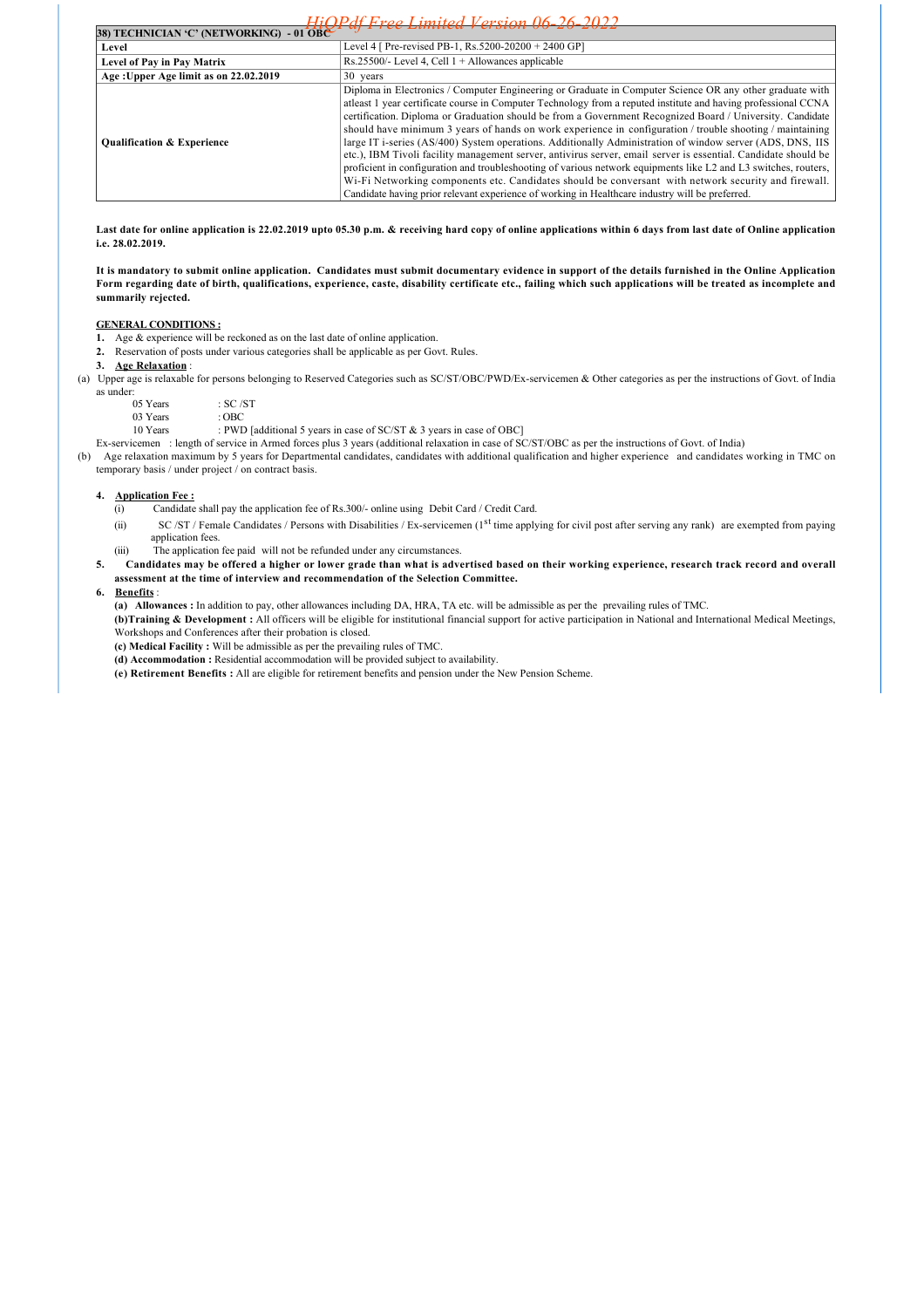| 38) TECHNICIAN 'C' (NETWORKING) - 01 OBC | |
|---|---|
| Level | Level 4 [ Pre-revised PB-1, Rs.5200-20200 + 2400 GP] |
| Level of Pay in Pay Matrix | Rs.25500/- Level 4, Cell 1 + Allowances applicable |
| Age :Upper Age limit as on 22.02.2019 | 30 years |
| Qualification & Experience | Diploma in Electronics / Computer Engineering or Graduate in Computer Science OR any other graduate with atleast 1 year certificate course in Computer Technology from a reputed institute and having professional CCNA certification. Diploma or Graduation should be from a Government Recognized Board / University. Candidate should have minimum 3 years of hands on work experience in configuration / trouble shooting / maintaining large IT i-series (AS/400) System operations. Additionally Administration of window server (ADS, DNS, IIS etc.), IBM Tivoli facility management server, antivirus server, email server is essential. Candidate should be proficient in configuration and troubleshooting of various network equipments like L2 and L3 switches, routers, Wi-Fi Networking components etc. Candidates should be conversant with network security and firewall. Candidate having prior relevant experience of working in Healthcare industry will be preferred. |

**Last date for online application is 22.02.2019 upto 05.30 p.m. & receiving hard copy of online applications within 6 days from last date of Online application i.e. 28.02.2019.**

**It is mandatory to submit online application. Candidates must submit documentary evidence in support of the details furnished in the Online Application Form regarding date of birth, qualifications, experience, caste, disability certificate etc., failing which such applications will be treated as incomplete and summarily rejected.**

**GENERAL CONDITIONS :**

1. Age & experience will be reckoned as on the last date of online application.
2. Reservation of posts under various categories shall be applicable as per Govt. Rules.
3. **Age Relaxation** :

(a) Upper age is relaxable for persons belonging to Reserved Categories such as SC/ST/OBC/PWD/Ex-servicemen & Other categories as per the instructions of Govt. of India as under:

| | |
|---|---|
| 05 Years | : SC /ST |
| 03 Years | : OBC |
| 10 Years | : PWD [additional 5 years in case of SC/ST & 3 years in case of OBC] |

Ex-servicemen : length of service in Armed forces plus 3 years (additional relaxation in case of SC/ST/OBC as per the instructions of Govt. of India)

(b) Age relaxation maximum by 5 years for Departmental candidates, candidates with additional qualification and higher experience and candidates working in TMC on temporary basis / under project / on contract basis.

4. **Application Fee :**
   (i) Candidate shall pay the application fee of Rs.300/- online using Debit Card / Credit Card.
   (ii) SC /ST / Female Candidates / Persons with Disabilities / Ex-servicemen (1st time applying for civil post after serving any rank) are exempted from paying application fees.
   (iii) The application fee paid will not be refunded under any circumstances.
5. **Candidates may be offered a higher or lower grade than what is advertised based on their working experience, research track record and overall assessment at the time of interview and recommendation of the Selection Committee.**
6. **Benefits** :

**(a) Allowances :** In addition to pay, other allowances including DA, HRA, TA etc. will be admissible as per the prevailing rules of TMC.

**(b)Training & Development :** All officers will be eligible for institutional financial support for active participation in National and International Medical Meetings, Workshops and Conferences after their probation is closed.

**(c) Medical Facility :** Will be admissible as per the prevailing rules of TMC.

**(d) Accommodation :** Residential accommodation will be provided subject to availability.

**(e) Retirement Benefits :** All are eligible for retirement benefits and pension under the New Pension Scheme.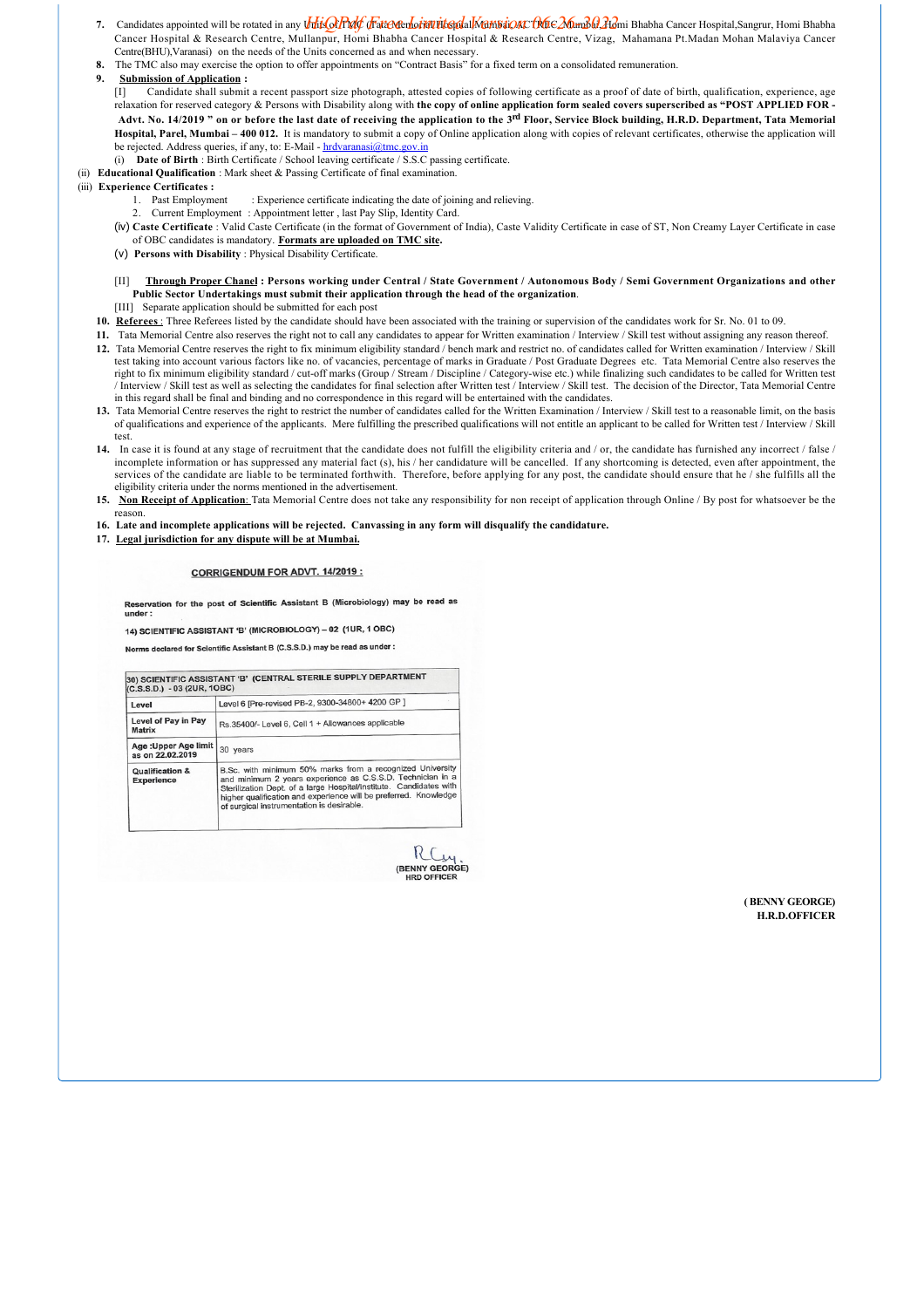7. Candidates appointed will be rotated in any Units of TMC (Tata Memorial Hospital Mumbai, ACTREC Mumbai, Homi Bhabha Cancer Hospital,Sangrur, Homi Bhabha Cancer Hospital & Research Centre, Mullanpur, Homi Bhabha Cancer Hospital & Research Centre, Vizag, Mahamana Pt.Madan Mohan Malaviya Cancer Centre(BHU),Varanasi) on the needs of the Units concerned as and when necessary.
8. The TMC also may exercise the option to offer appointments on "Contract Basis" for a fixed term on a consolidated remuneration.
9. **Submission of Application :**

[I] Candidate shall submit a recent passport size photograph, attested copies of following certificate as a proof of date of birth, qualification, experience, age relaxation for reserved category & Persons with Disability along with **the copy of online application form sealed covers superscribed as "POST APPLIED FOR - Advt. No. 14/2019 " on or before the last date of receiving the application to the 3rd Floor, Service Block building, H.R.D. Department, Tata Memorial Hospital, Parel, Mumbai – 400 012.** It is mandatory to submit a copy of Online application along with copies of relevant certificates, otherwise the application will be rejected. Address queries, if any, to: E-Mail - hrdvaranasi@tmc.gov.in

(i) **Date of Birth** : Birth Certificate / School leaving certificate / S.S.C passing certificate.

(ii) **Educational Qualification** : Mark sheet & Passing Certificate of final examination.

(iii) **Experience Certificates :**

1. Past Employment : Experience certificate indicating the date of joining and relieving.
2. Current Employment : Appointment letter , last Pay Slip, Identity Card.

(iv) **Caste Certificate** : Valid Caste Certificate (in the format of Government of India), Caste Validity Certificate in case of ST, Non Creamy Layer Certificate in case of OBC candidates is mandatory. **Formats are uploaded on TMC site.**

(v) **Persons with Disability** : Physical Disability Certificate.

[II] **Through Proper Chanel : Persons working under Central / State Government / Autonomous Body / Semi Government Organizations and other Public Sector Undertakings must submit their application through the head of the organization**.

[III] Separate application should be submitted for each post

10. **Referees** : Three Referees listed by the candidate should have been associated with the training or supervision of the candidates work for Sr. No. 01 to 09.
11. Tata Memorial Centre also reserves the right not to call any candidates to appear for Written examination / Interview / Skill test without assigning any reason thereof.
12. Tata Memorial Centre reserves the right to fix minimum eligibility standard / bench mark and restrict no. of candidates called for Written examination / Interview / Skill test taking into account various factors like no. of vacancies, percentage of marks in Graduate / Post Graduate Degrees etc. Tata Memorial Centre also reserves the right to fix minimum eligibility standard / cut-off marks (Group / Stream / Discipline / Category-wise etc.) while finalizing such candidates to be called for Written test / Interview / Skill test as well as selecting the candidates for final selection after Written test / Interview / Skill test. The decision of the Director, Tata Memorial Centre in this regard shall be final and binding and no correspondence in this regard will be entertained with the candidates.
13. Tata Memorial Centre reserves the right to restrict the number of candidates called for the Written Examination / Interview / Skill test to a reasonable limit, on the basis of qualifications and experience of the applicants. Mere fulfilling the prescribed qualifications will not entitle an applicant to be called for Written test / Interview / Skill test.
14. In case it is found at any stage of recruitment that the candidate does not fulfill the eligibility criteria and / or, the candidate has furnished any incorrect / false / incomplete information or has suppressed any material fact (s), his / her candidature will be cancelled. If any shortcoming is detected, even after appointment, the services of the candidate are liable to be terminated forthwith. Therefore, before applying for any post, the candidate should ensure that he / she fulfills all the eligibility criteria under the norms mentioned in the advertisement.
15. **Non Receipt of Application**: Tata Memorial Centre does not take any responsibility for non receipt of application through Online / By post for whatsoever be the reason.
16. **Late and incomplete applications will be rejected. Canvassing in any form will disqualify the candidature.**
17. **Legal jurisdiction for any dispute will be at Mumbai.**

**CORRIGENDUM FOR ADVT. 14/2019 :**

**Reservation for the post of Scientific Assistant B (Microbiology) may be read as under :**

**14) SCIENTIFIC ASSISTANT 'B' (MICROBIOLOGY) – 02 (1UR, 1 OBC)**

**Norms declared for Scientific Assistant B (C.S.S.D.) may be read as under :**

| 30) SCIENTIFIC ASSISTANT 'B' (CENTRAL STERILE SUPPLY DEPARTMENT (C.S.S.D.) - 03 (2UR, 1OBC) | |
|---|---|
| Level | Level 6 [Pre-revised PB-2, 9300-34800+ 4200 GP ] |
| Level of Pay in Pay Matrix | Rs.35400/- Level 6, Cell 1 + Allowances applicable |
| Age :Upper Age limit as on 22.02.2019 | 30 years |
| Qualification & Experience | B.Sc. with minimum 50% marks from a recognized University and minimum 2 years experience as C.S.S.D. Technician in a Sterilization Dept. of a large Hospital/Institute. Candidates with higher qualification and experience will be preferred. Knowledge of surgical instrumentation is desirable. |

(BENNY GEORGE)
HRD OFFICER

**( BENNY GEORGE)**
**H.R.D.OFFICER**